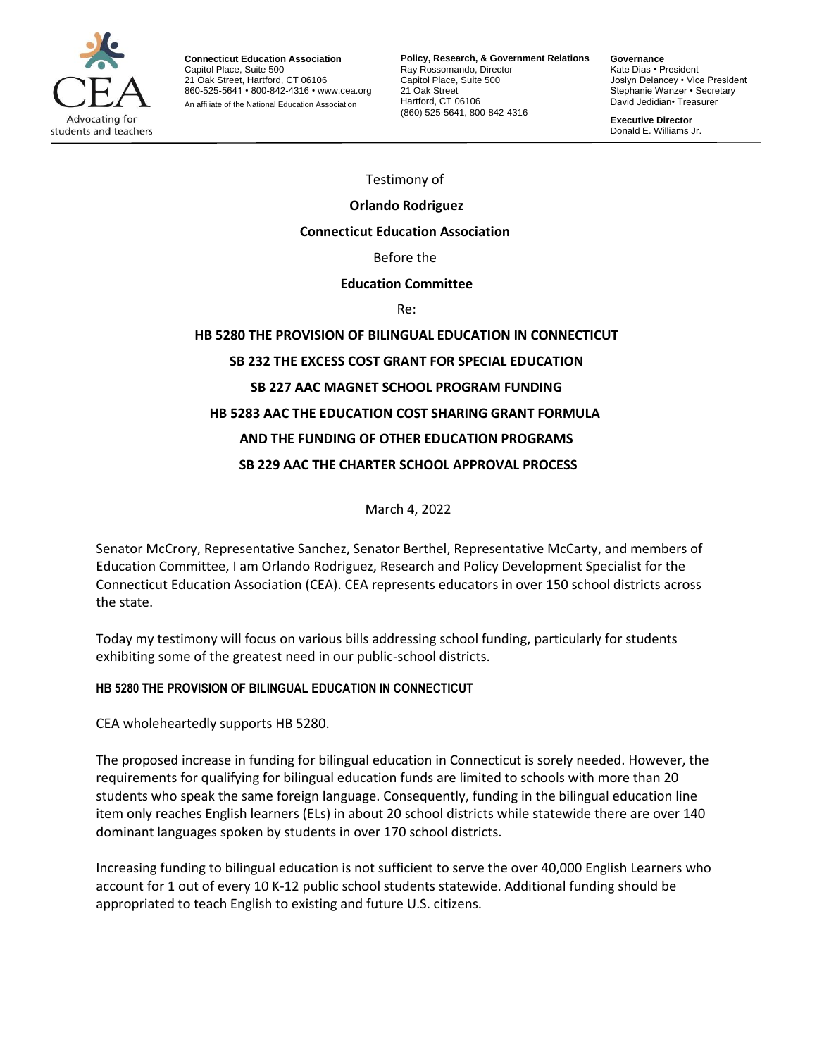Connecticut Education Association
Capitol Place, Suite 500
21 Oak Street, Hartford, CT 06106
860-525-5641 • 800-842-4316 • www.cea.org
An affiliate of the National Education Association

**Policy, Research, & Government Relations**
Ray Rossomando, Director
Capitol Place, Suite 500
21 Oak Street
Hartford, CT 06106
(860) 525-5641, 800-842-4316

**Governance**
Kate Dias • President
Joslyn Delancey • Vice President
Stephanie Wanzer • Secretary
David Jedidian• Treasurer

**Executive Director**
Donald E. Williams Jr.

Advocating for students and teachers

Testimony of

**Orlando Rodriguez**

**Connecticut Education Association**

Before the

**Education Committee**

Re:

**HB 5280 THE PROVISION OF BILINGUAL EDUCATION IN CONNECTICUT**

**SB 232 THE EXCESS COST GRANT FOR SPECIAL EDUCATION**

**SB 227 AAC MAGNET SCHOOL PROGRAM FUNDING**

**HB 5283 AAC THE EDUCATION COST SHARING GRANT FORMULA AND THE FUNDING OF OTHER EDUCATION PROGRAMS**

**SB 229 AAC THE CHARTER SCHOOL APPROVAL PROCESS**

March 4, 2022

Senator McCrory, Representative Sanchez, Senator Berthel, Representative McCarty, and members of Education Committee, I am Orlando Rodriguez, Research and Policy Development Specialist for the Connecticut Education Association (CEA). CEA represents educators in over 150 school districts across the state.

Today my testimony will focus on various bills addressing school funding, particularly for students exhibiting some of the greatest need in our public-school districts.

## HB 5280 THE PROVISION OF BILINGUAL EDUCATION IN CONNECTICUT

CEA wholeheartedly supports HB 5280.

The proposed increase in funding for bilingual education in Connecticut is sorely needed. However, the requirements for qualifying for bilingual education funds are limited to schools with more than 20 students who speak the same foreign language. Consequently, funding in the bilingual education line item only reaches English learners (ELs) in about 20 school districts while statewide there are over 140 dominant languages spoken by students in over 170 school districts.

Increasing funding to bilingual education is not sufficient to serve the over 40,000 English Learners who account for 1 out of every 10 K-12 public school students statewide. Additional funding should be appropriated to teach English to existing and future U.S. citizens.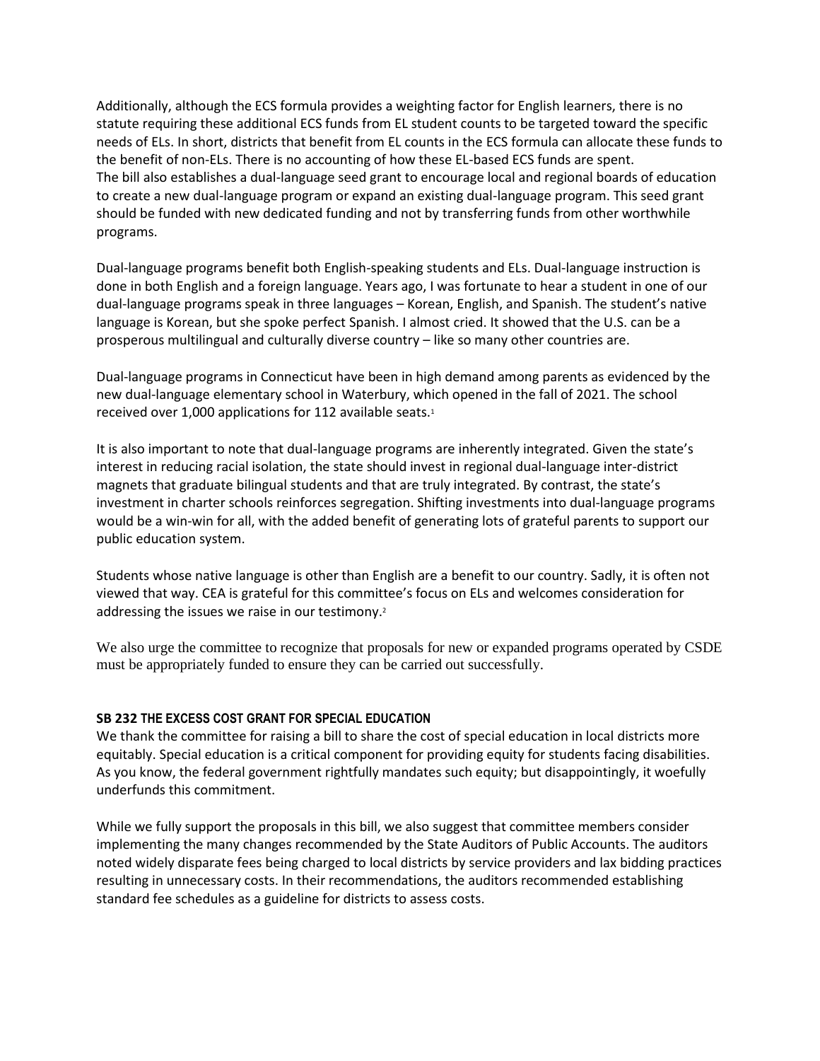Additionally, although the ECS formula provides a weighting factor for English learners, there is no statute requiring these additional ECS funds from EL student counts to be targeted toward the specific needs of ELs. In short, districts that benefit from EL counts in the ECS formula can allocate these funds to the benefit of non-ELs. There is no accounting of how these EL-based ECS funds are spent.
The bill also establishes a dual-language seed grant to encourage local and regional boards of education to create a new dual-language program or expand an existing dual-language program. This seed grant should be funded with new dedicated funding and not by transferring funds from other worthwhile programs.

Dual-language programs benefit both English-speaking students and ELs. Dual-language instruction is done in both English and a foreign language. Years ago, I was fortunate to hear a student in one of our dual-language programs speak in three languages – Korean, English, and Spanish. The student's native language is Korean, but she spoke perfect Spanish. I almost cried. It showed that the U.S. can be a prosperous multilingual and culturally diverse country – like so many other countries are.

Dual-language programs in Connecticut have been in high demand among parents as evidenced by the new dual-language elementary school in Waterbury, which opened in the fall of 2021. The school received over 1,000 applications for 112 available seats.[1]

It is also important to note that dual-language programs are inherently integrated. Given the state's interest in reducing racial isolation, the state should invest in regional dual-language inter-district magnets that graduate bilingual students and that are truly integrated. By contrast, the state's investment in charter schools reinforces segregation. Shifting investments into dual-language programs would be a win-win for all, with the added benefit of generating lots of grateful parents to support our public education system.

Students whose native language is other than English are a benefit to our country. Sadly, it is often not viewed that way. CEA is grateful for this committee's focus on ELs and welcomes consideration for addressing the issues we raise in our testimony.[2]

We also urge the committee to recognize that proposals for new or expanded programs operated by CSDE must be appropriately funded to ensure they can be carried out successfully.

**SB 232 THE EXCESS COST GRANT FOR SPECIAL EDUCATION**

We thank the committee for raising a bill to share the cost of special education in local districts more equitably. Special education is a critical component for providing equity for students facing disabilities. As you know, the federal government rightfully mandates such equity; but disappointingly, it woefully underfunds this commitment.

While we fully support the proposals in this bill, we also suggest that committee members consider implementing the many changes recommended by the State Auditors of Public Accounts. The auditors noted widely disparate fees being charged to local districts by service providers and lax bidding practices resulting in unnecessary costs. In their recommendations, the auditors recommended establishing standard fee schedules as a guideline for districts to assess costs.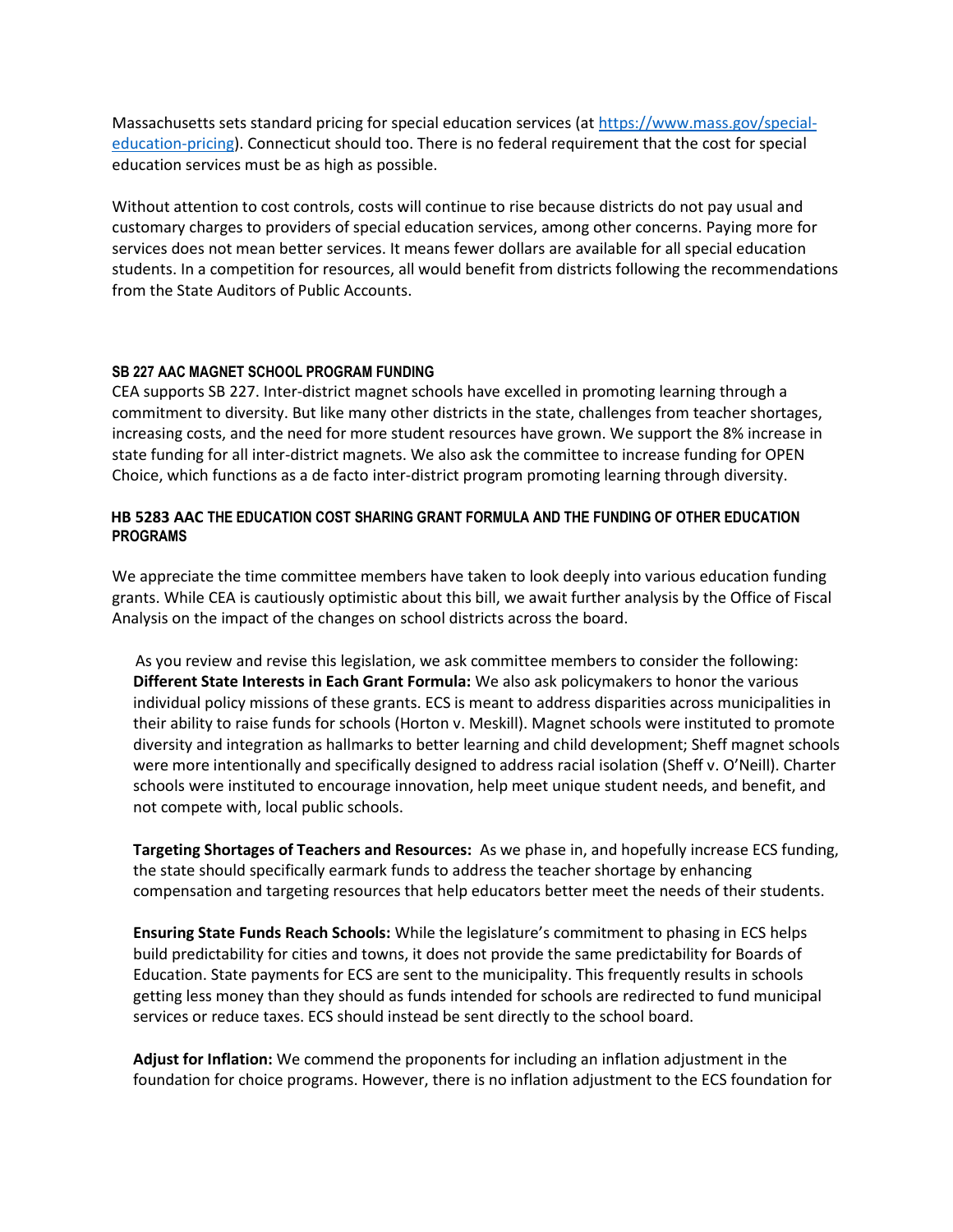Massachusetts sets standard pricing for special education services (at [https://www.mass.gov/special-education-pricing](https://www.mass.gov/special-education-pricing)). Connecticut should too. There is no federal requirement that the cost for special education services must be as high as possible.

Without attention to cost controls, costs will continue to rise because districts do not pay usual and customary charges to providers of special education services, among other concerns. Paying more for services does not mean better services. It means fewer dollars are available for all special education students. In a competition for resources, all would benefit from districts following the recommendations from the State Auditors of Public Accounts.

**SB 227 AAC MAGNET SCHOOL PROGRAM FUNDING**

CEA supports SB 227. Inter-district magnet schools have excelled in promoting learning through a commitment to diversity. But like many other districts in the state, challenges from teacher shortages, increasing costs, and the need for more student resources have grown. We support the 8% increase in state funding for all inter-district magnets. We also ask the committee to increase funding for OPEN Choice, which functions as a de facto inter-district program promoting learning through diversity.

**HB 5283 AAC THE EDUCATION COST SHARING GRANT FORMULA AND THE FUNDING OF OTHER EDUCATION PROGRAMS**

We appreciate the time committee members have taken to look deeply into various education funding grants. While CEA is cautiously optimistic about this bill, we await further analysis by the Office of Fiscal Analysis on the impact of the changes on school districts across the board.

As you review and revise this legislation, we ask committee members to consider the following:

**Different State Interests in Each Grant Formula:** We also ask policymakers to honor the various individual policy missions of these grants. ECS is meant to address disparities across municipalities in their ability to raise funds for schools (Horton v. Meskill). Magnet schools were instituted to promote diversity and integration as hallmarks to better learning and child development; Sheff magnet schools were more intentionally and specifically designed to address racial isolation (Sheff v. O'Neill). Charter schools were instituted to encourage innovation, help meet unique student needs, and benefit, and not compete with, local public schools.

**Targeting Shortages of Teachers and Resources:** As we phase in, and hopefully increase ECS funding, the state should specifically earmark funds to address the teacher shortage by enhancing compensation and targeting resources that help educators better meet the needs of their students.

**Ensuring State Funds Reach Schools:** While the legislature's commitment to phasing in ECS helps build predictability for cities and towns, it does not provide the same predictability for Boards of Education. State payments for ECS are sent to the municipality. This frequently results in schools getting less money than they should as funds intended for schools are redirected to fund municipal services or reduce taxes. ECS should instead be sent directly to the school board.

**Adjust for Inflation:** We commend the proponents for including an inflation adjustment in the foundation for choice programs. However, there is no inflation adjustment to the ECS foundation for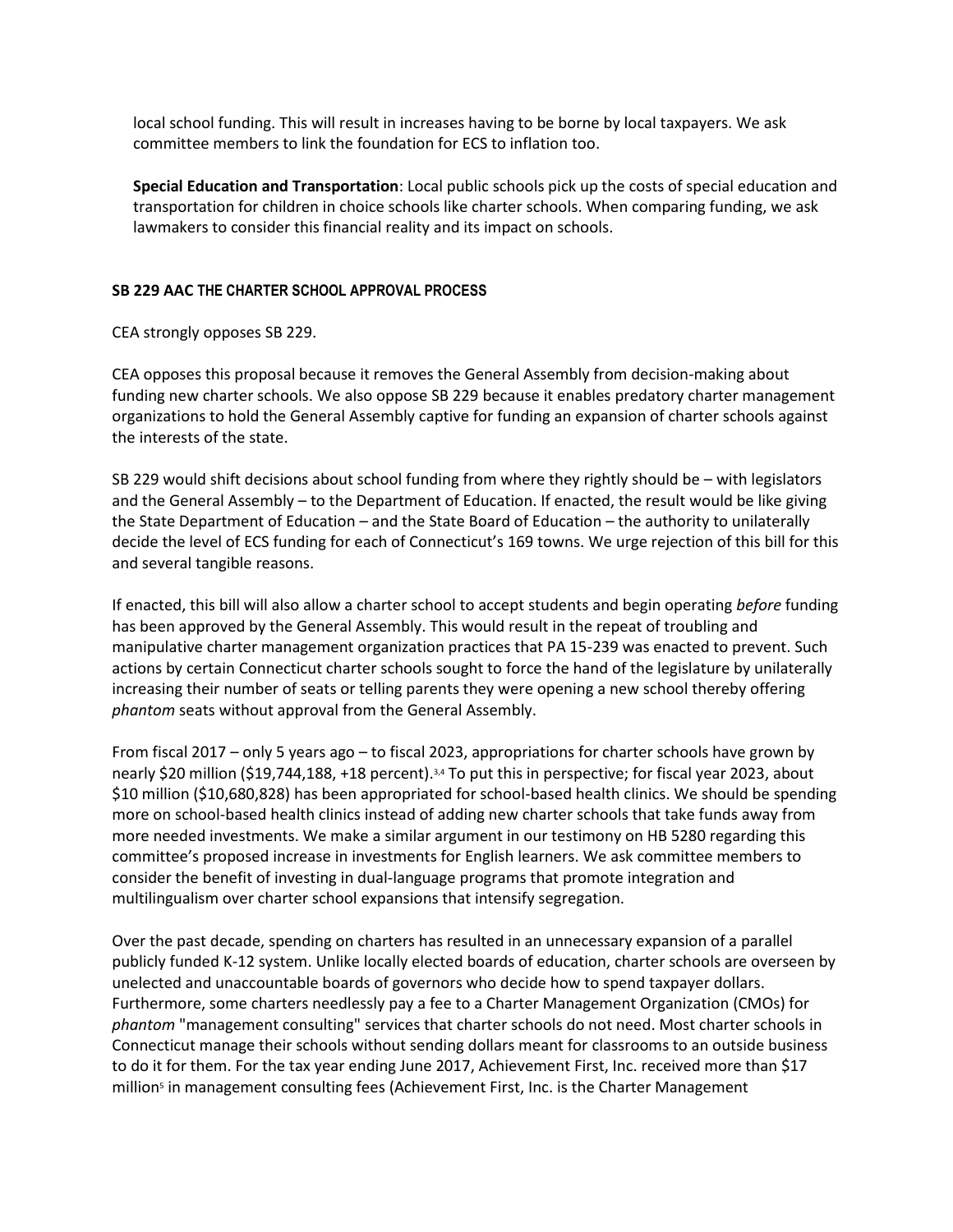local school funding. This will result in increases having to be borne by local taxpayers. We ask committee members to link the foundation for ECS to inflation too.

**Special Education and Transportation**: Local public schools pick up the costs of special education and transportation for children in choice schools like charter schools. When comparing funding, we ask lawmakers to consider this financial reality and its impact on schools.

#### SB 229 AAC THE CHARTER SCHOOL APPROVAL PROCESS

CEA strongly opposes SB 229.

CEA opposes this proposal because it removes the General Assembly from decision-making about funding new charter schools. We also oppose SB 229 because it enables predatory charter management organizations to hold the General Assembly captive for funding an expansion of charter schools against the interests of the state.

SB 229 would shift decisions about school funding from where they rightly should be – with legislators and the General Assembly – to the Department of Education. If enacted, the result would be like giving the State Department of Education – and the State Board of Education – the authority to unilaterally decide the level of ECS funding for each of Connecticut's 169 towns. We urge rejection of this bill for this and several tangible reasons.

If enacted, this bill will also allow a charter school to accept students and begin operating *before* funding has been approved by the General Assembly. This would result in the repeat of troubling and manipulative charter management organization practices that PA 15-239 was enacted to prevent. Such actions by certain Connecticut charter schools sought to force the hand of the legislature by unilaterally increasing their number of seats or telling parents they were opening a new school thereby offering *phantom* seats without approval from the General Assembly.

From fiscal 2017 – only 5 years ago – to fiscal 2023, appropriations for charter schools have grown by nearly $20 million ($19,744,188, +18 percent).[3,4] To put this in perspective; for fiscal year 2023, about $10 million ($10,680,828) has been appropriated for school-based health clinics. We should be spending more on school-based health clinics instead of adding new charter schools that take funds away from more needed investments. We make a similar argument in our testimony on HB 5280 regarding this committee's proposed increase in investments for English learners. We ask committee members to consider the benefit of investing in dual-language programs that promote integration and multilingualism over charter school expansions that intensify segregation.

Over the past decade, spending on charters has resulted in an unnecessary expansion of a parallel publicly funded K-12 system. Unlike locally elected boards of education, charter schools are overseen by unelected and unaccountable boards of governors who decide how to spend taxpayer dollars. Furthermore, some charters needlessly pay a fee to a Charter Management Organization (CMOs) for *phantom* "management consulting" services that charter schools do not need. Most charter schools in Connecticut manage their schools without sending dollars meant for classrooms to an outside business to do it for them. For the tax year ending June 2017, Achievement First, Inc. received more than $17 million[5] in management consulting fees (Achievement First, Inc. is the Charter Management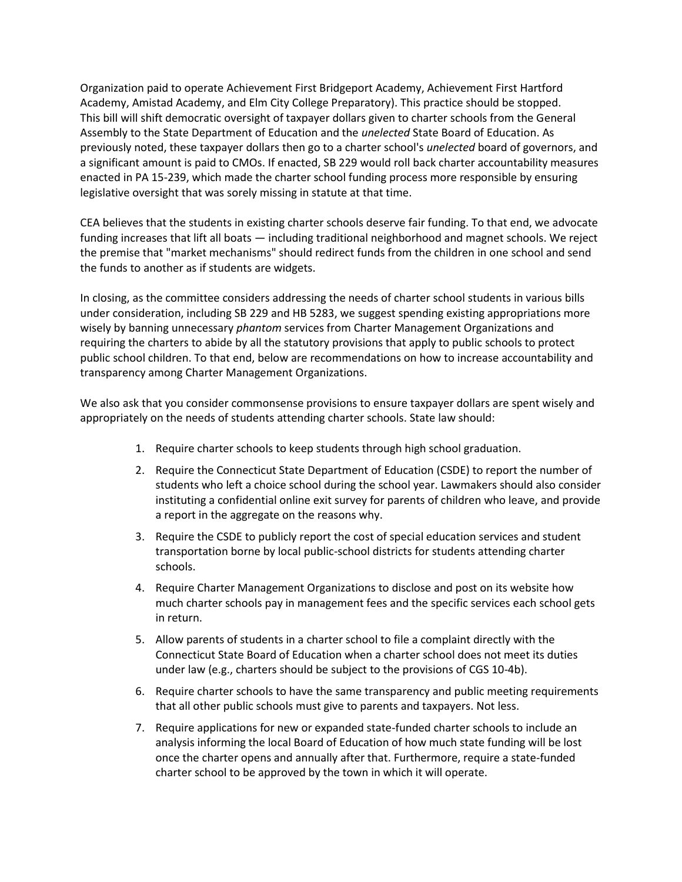Organization paid to operate Achievement First Bridgeport Academy, Achievement First Hartford Academy, Amistad Academy, and Elm City College Preparatory). This practice should be stopped. This bill will shift democratic oversight of taxpayer dollars given to charter schools from the General Assembly to the State Department of Education and the *unelected* State Board of Education. As previously noted, these taxpayer dollars then go to a charter school's *unelected* board of governors, and a significant amount is paid to CMOs. If enacted, SB 229 would roll back charter accountability measures enacted in PA 15-239, which made the charter school funding process more responsible by ensuring legislative oversight that was sorely missing in statute at that time.

CEA believes that the students in existing charter schools deserve fair funding. To that end, we advocate funding increases that lift all boats — including traditional neighborhood and magnet schools. We reject the premise that "market mechanisms" should redirect funds from the children in one school and send the funds to another as if students are widgets.

In closing, as the committee considers addressing the needs of charter school students in various bills under consideration, including SB 229 and HB 5283, we suggest spending existing appropriations more wisely by banning unnecessary *phantom* services from Charter Management Organizations and requiring the charters to abide by all the statutory provisions that apply to public schools to protect public school children. To that end, below are recommendations on how to increase accountability and transparency among Charter Management Organizations.

We also ask that you consider commonsense provisions to ensure taxpayer dollars are spent wisely and appropriately on the needs of students attending charter schools. State law should:

1. Require charter schools to keep students through high school graduation.
2. Require the Connecticut State Department of Education (CSDE) to report the number of students who left a choice school during the school year. Lawmakers should also consider instituting a confidential online exit survey for parents of children who leave, and provide a report in the aggregate on the reasons why.
3. Require the CSDE to publicly report the cost of special education services and student transportation borne by local public-school districts for students attending charter schools.
4. Require Charter Management Organizations to disclose and post on its website how much charter schools pay in management fees and the specific services each school gets in return.
5. Allow parents of students in a charter school to file a complaint directly with the Connecticut State Board of Education when a charter school does not meet its duties under law (e.g., charters should be subject to the provisions of CGS 10-4b).
6. Require charter schools to have the same transparency and public meeting requirements that all other public schools must give to parents and taxpayers. Not less.
7. Require applications for new or expanded state-funded charter schools to include an analysis informing the local Board of Education of how much state funding will be lost once the charter opens and annually after that. Furthermore, require a state-funded charter school to be approved by the town in which it will operate.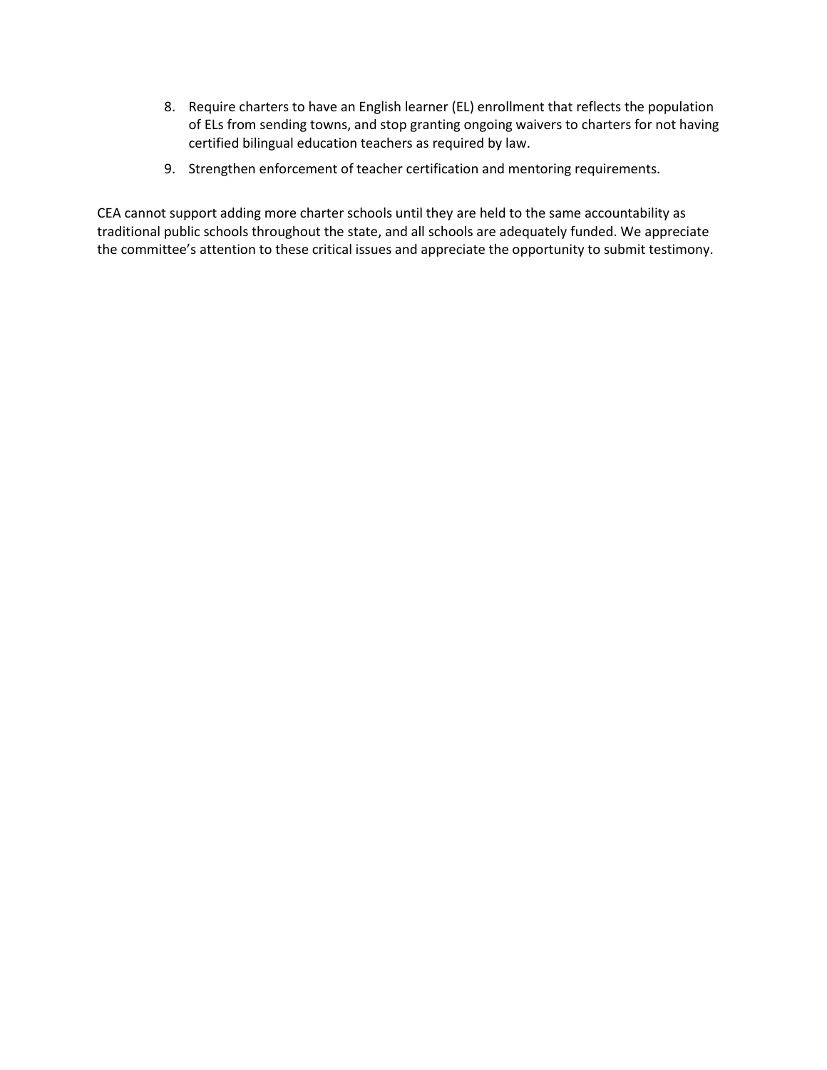8. Require charters to have an English learner (EL) enrollment that reflects the population of ELs from sending towns, and stop granting ongoing waivers to charters for not having certified bilingual education teachers as required by law.
9. Strengthen enforcement of teacher certification and mentoring requirements.

CEA cannot support adding more charter schools until they are held to the same accountability as traditional public schools throughout the state, and all schools are adequately funded. We appreciate the committee's attention to these critical issues and appreciate the opportunity to submit testimony.